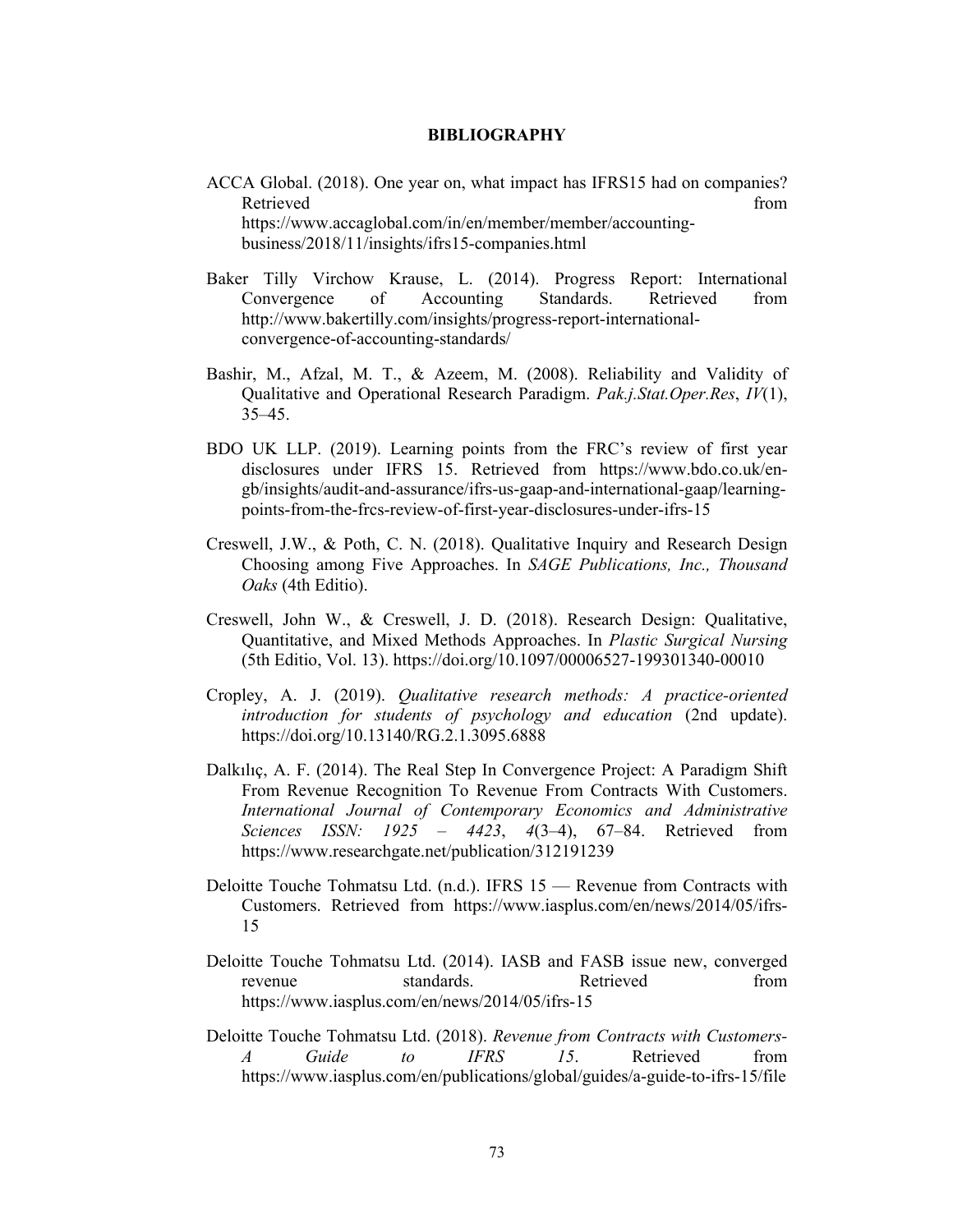# BIBLIOGRAPHY

ACCA Global. (2018). One year on, what impact has IFRS15 had on companies? Retrieved from https://www.accaglobal.com/in/en/member/member/accounting-business/2018/11/insights/ifrs15-companies.html

Baker Tilly Virchow Krause, L. (2014). Progress Report: International Convergence of Accounting Standards. Retrieved from http://www.bakertilly.com/insights/progress-report-international-convergence-of-accounting-standards/

Bashir, M., Afzal, M. T., & Azeem, M. (2008). Reliability and Validity of Qualitative and Operational Research Paradigm. *Pak.j.Stat.Oper.Res*, *IV*(1), 35–45.

BDO UK LLP. (2019). Learning points from the FRC's review of first year disclosures under IFRS 15. Retrieved from https://www.bdo.co.uk/en-gb/insights/audit-and-assurance/ifrs-us-gaap-and-international-gaap/learning-points-from-the-frcs-review-of-first-year-disclosures-under-ifrs-15

Creswell, J.W., & Poth, C. N. (2018). Qualitative Inquiry and Research Design Choosing among Five Approaches. In *SAGE Publications, Inc., Thousand Oaks* (4th Editio).

Creswell, John W., & Creswell, J. D. (2018). Research Design: Qualitative, Quantitative, and Mixed Methods Approaches. In *Plastic Surgical Nursing* (5th Editio, Vol. 13). https://doi.org/10.1097/00006527-199301340-00010

Cropley, A. J. (2019). *Qualitative research methods: A practice-oriented introduction for students of psychology and education* (2nd update). https://doi.org/10.13140/RG.2.1.3095.6888

Dalkılıç, A. F. (2014). The Real Step In Convergence Project: A Paradigm Shift From Revenue Recognition To Revenue From Contracts With Customers. *International Journal of Contemporary Economics and Administrative Sciences ISSN: 1925 – 4423*, *4*(3–4), 67–84. Retrieved from https://www.researchgate.net/publication/312191239

Deloitte Touche Tohmatsu Ltd. (n.d.). IFRS 15 — Revenue from Contracts with Customers. Retrieved from https://www.iasplus.com/en/news/2014/05/ifrs-15

Deloitte Touche Tohmatsu Ltd. (2014). IASB and FASB issue new, converged revenue standards. Retrieved from https://www.iasplus.com/en/news/2014/05/ifrs-15

Deloitte Touche Tohmatsu Ltd. (2018). *Revenue from Contracts with Customers- A Guide to IFRS 15*. Retrieved from https://www.iasplus.com/en/publications/global/guides/a-guide-to-ifrs-15/file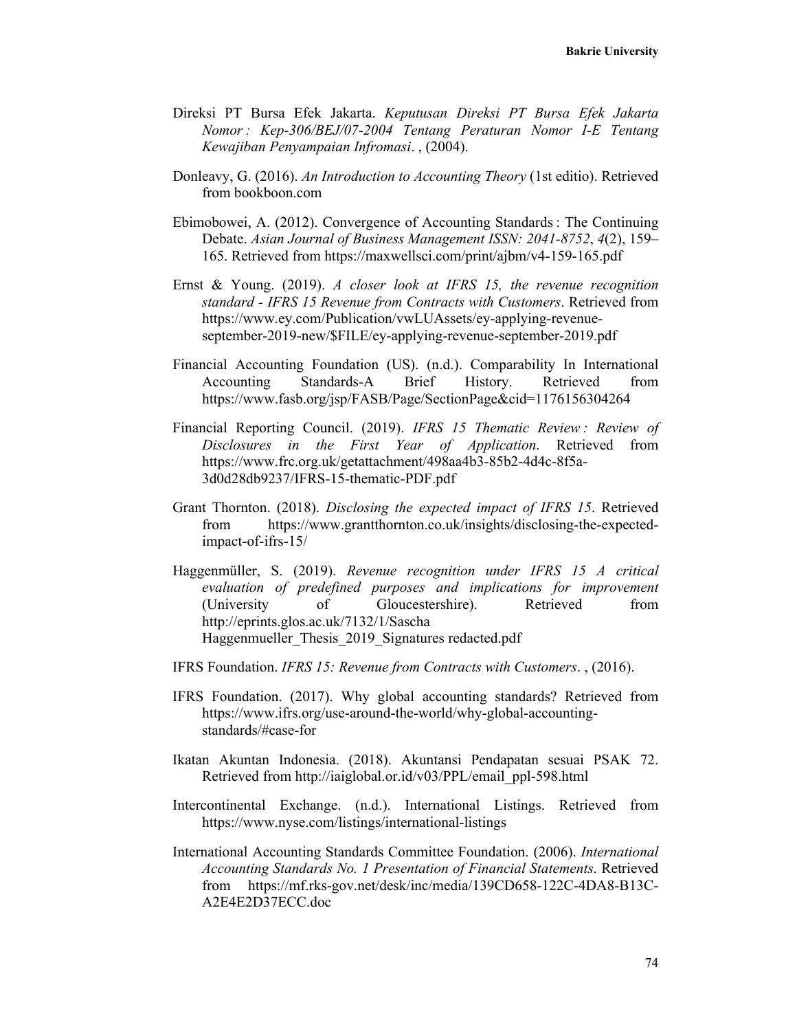Direksi PT Bursa Efek Jakarta. *Keputusan Direksi PT Bursa Efek Jakarta Nomor : Kep-306/BEJ/07-2004 Tentang Peraturan Nomor I-E Tentang Kewajiban Penyampaian Infromasi*. , (2004).

Donleavy, G. (2016). *An Introduction to Accounting Theory* (1st editio). Retrieved from bookboon.com

Ebimobowei, A. (2012). Convergence of Accounting Standards : The Continuing Debate. *Asian Journal of Business Management ISSN: 2041-8752*, *4*(2), 159–165. Retrieved from https://maxwellsci.com/print/ajbm/v4-159-165.pdf

Ernst & Young. (2019). *A closer look at IFRS 15, the revenue recognition standard - IFRS 15 Revenue from Contracts with Customers*. Retrieved from https://www.ey.com/Publication/vwLUAssets/ey-applying-revenue-september-2019-new/$FILE/ey-applying-revenue-september-2019.pdf

Financial Accounting Foundation (US). (n.d.). Comparability In International Accounting Standards-A Brief History. Retrieved from https://www.fasb.org/jsp/FASB/Page/SectionPage&cid=1176156304264

Financial Reporting Council. (2019). *IFRS 15 Thematic Review : Review of Disclosures in the First Year of Application*. Retrieved from https://www.frc.org.uk/getattachment/498aa4b3-85b2-4d4c-8f5a-3d0d28db9237/IFRS-15-thematic-PDF.pdf

Grant Thornton. (2018). *Disclosing the expected impact of IFRS 15*. Retrieved from https://www.grantthornton.co.uk/insights/disclosing-the-expected-impact-of-ifrs-15/

Haggenmüller, S. (2019). *Revenue recognition under IFRS 15 A critical evaluation of predefined purposes and implications for improvement* (University of Gloucestershire). Retrieved from http://eprints.glos.ac.uk/7132/1/Sascha Haggenmueller_Thesis_2019_Signatures redacted.pdf

IFRS Foundation. *IFRS 15: Revenue from Contracts with Customers*. , (2016).

IFRS Foundation. (2017). Why global accounting standards? Retrieved from https://www.ifrs.org/use-around-the-world/why-global-accounting-standards/#case-for

Ikatan Akuntan Indonesia. (2018). Akuntansi Pendapatan sesuai PSAK 72. Retrieved from http://iaiglobal.or.id/v03/PPL/email_ppl-598.html

Intercontinental Exchange. (n.d.). International Listings. Retrieved from https://www.nyse.com/listings/international-listings

International Accounting Standards Committee Foundation. (2006). *International Accounting Standards No. 1 Presentation of Financial Statements*. Retrieved from https://mf.rks-gov.net/desk/inc/media/139CD658-122C-4DA8-B13C-A2E4E2D37ECC.doc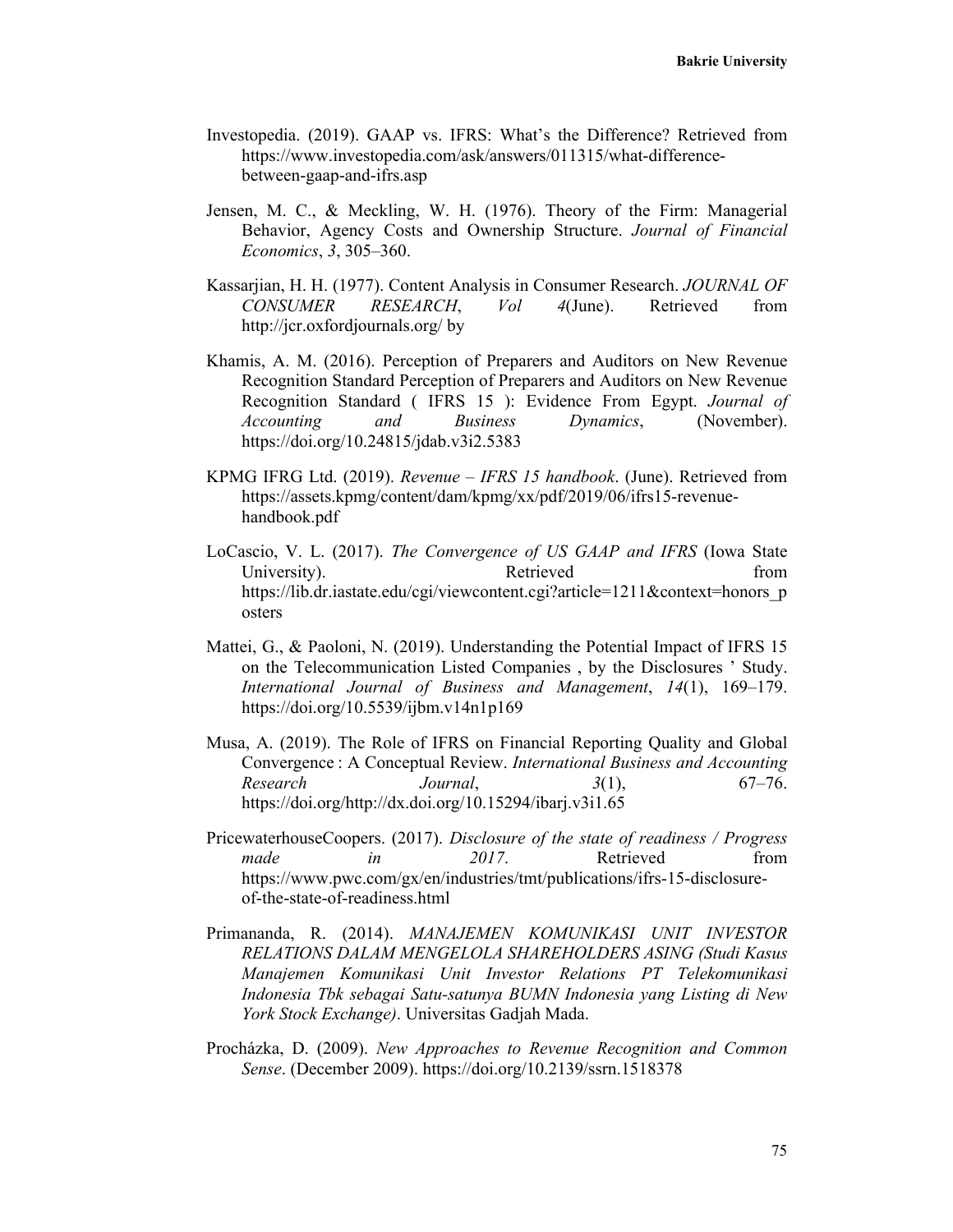Investopedia. (2019). GAAP vs. IFRS: What's the Difference? Retrieved from https://www.investopedia.com/ask/answers/011315/what-difference-between-gaap-and-ifrs.asp

Jensen, M. C., & Meckling, W. H. (1976). Theory of the Firm: Managerial Behavior, Agency Costs and Ownership Structure. *Journal of Financial Economics*, *3*, 305–360.

Kassarjian, H. H. (1977). Content Analysis in Consumer Research. *JOURNAL OF CONSUMER RESEARCH*, *Vol 4*(June). Retrieved from http://jcr.oxfordjournals.org/ by

Khamis, A. M. (2016). Perception of Preparers and Auditors on New Revenue Recognition Standard Perception of Preparers and Auditors on New Revenue Recognition Standard ( IFRS 15 ): Evidence From Egypt. *Journal of Accounting and Business Dynamics*, (November). https://doi.org/10.24815/jdab.v3i2.5383

KPMG IFRG Ltd. (2019). *Revenue – IFRS 15 handbook*. (June). Retrieved from https://assets.kpmg/content/dam/kpmg/xx/pdf/2019/06/ifrs15-revenue-handbook.pdf

LoCascio, V. L. (2017). *The Convergence of US GAAP and IFRS* (Iowa State University). Retrieved from https://lib.dr.iastate.edu/cgi/viewcontent.cgi?article=1211&context=honors_posters

Mattei, G., & Paoloni, N. (2019). Understanding the Potential Impact of IFRS 15 on the Telecommunication Listed Companies , by the Disclosures ' Study. *International Journal of Business and Management*, *14*(1), 169–179. https://doi.org/10.5539/ijbm.v14n1p169

Musa, A. (2019). The Role of IFRS on Financial Reporting Quality and Global Convergence : A Conceptual Review. *International Business and Accounting Research Journal*, *3*(1), 67–76. https://doi.org/http://dx.doi.org/10.15294/ibarj.v3i1.65

PricewaterhouseCoopers. (2017). *Disclosure of the state of readiness / Progress made in 2017*. Retrieved from https://www.pwc.com/gx/en/industries/tmt/publications/ifrs-15-disclosure-of-the-state-of-readiness.html

Primananda, R. (2014). *MANAJEMEN KOMUNIKASI UNIT INVESTOR RELATIONS DALAM MENGELOLA SHAREHOLDERS ASING (Studi Kasus Manajemen Komunikasi Unit Investor Relations PT Telekomunikasi Indonesia Tbk sebagai Satu-satunya BUMN Indonesia yang Listing di New York Stock Exchange)*. Universitas Gadjah Mada.

Procházka, D. (2009). *New Approaches to Revenue Recognition and Common Sense*. (December 2009). https://doi.org/10.2139/ssrn.1518378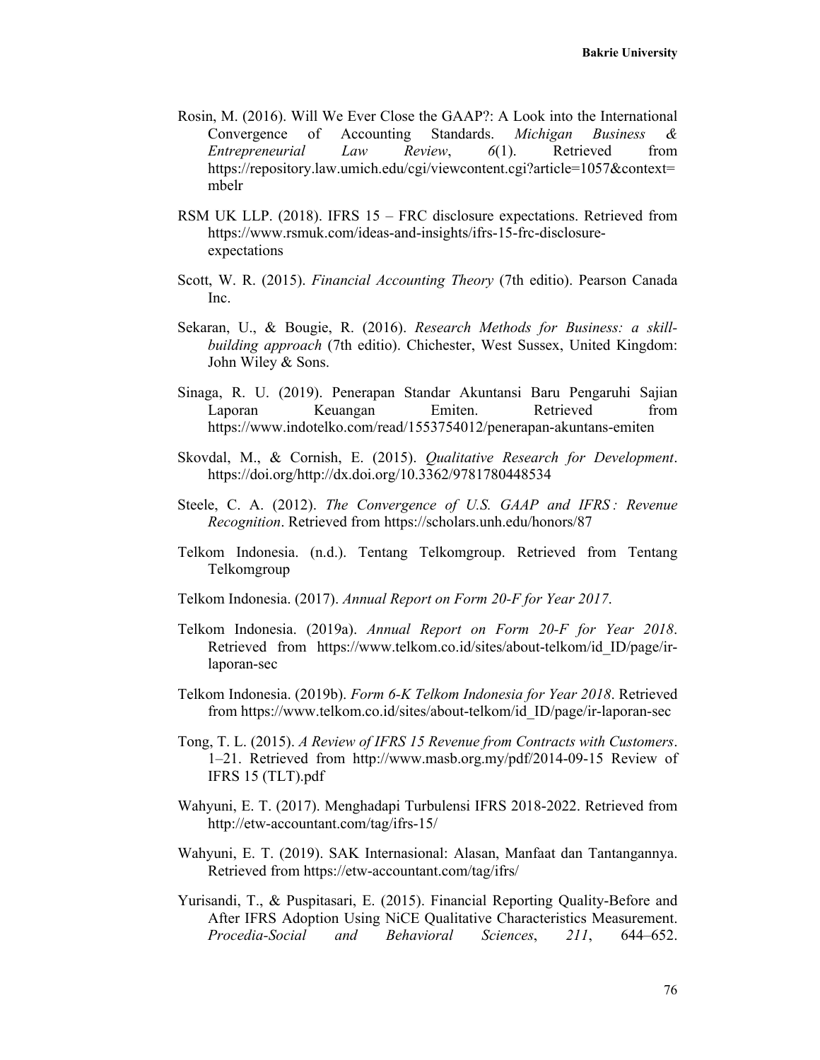Rosin, M. (2016). Will We Ever Close the GAAP?: A Look into the International Convergence of Accounting Standards. *Michigan Business & Entrepreneurial Law Review*, *6*(1). Retrieved from https://repository.law.umich.edu/cgi/viewcontent.cgi?article=1057&context=mbelr

RSM UK LLP. (2018). IFRS 15 – FRC disclosure expectations. Retrieved from https://www.rsmuk.com/ideas-and-insights/ifrs-15-frc-disclosure-expectations

Scott, W. R. (2015). *Financial Accounting Theory* (7th editio). Pearson Canada Inc.

Sekaran, U., & Bougie, R. (2016). *Research Methods for Business: a skill-building approach* (7th editio). Chichester, West Sussex, United Kingdom: John Wiley & Sons.

Sinaga, R. U. (2019). Penerapan Standar Akuntansi Baru Pengaruhi Sajian Laporan Keuangan Emiten. Retrieved from https://www.indotelko.com/read/1553754012/penerapan-akuntans-emiten

Skovdal, M., & Cornish, E. (2015). *Qualitative Research for Development*. https://doi.org/http://dx.doi.org/10.3362/9781780448534

Steele, C. A. (2012). *The Convergence of U.S. GAAP and IFRS : Revenue Recognition*. Retrieved from https://scholars.unh.edu/honors/87

Telkom Indonesia. (n.d.). Tentang Telkomgroup. Retrieved from Tentang Telkomgroup

Telkom Indonesia. (2017). *Annual Report on Form 20-F for Year 2017*.

Telkom Indonesia. (2019a). *Annual Report on Form 20-F for Year 2018*. Retrieved from https://www.telkom.co.id/sites/about-telkom/id_ID/page/ir-laporan-sec

Telkom Indonesia. (2019b). *Form 6-K Telkom Indonesia for Year 2018*. Retrieved from https://www.telkom.co.id/sites/about-telkom/id_ID/page/ir-laporan-sec

Tong, T. L. (2015). *A Review of IFRS 15 Revenue from Contracts with Customers*. 1–21. Retrieved from http://www.masb.org.my/pdf/2014-09-15 Review of IFRS 15 (TLT).pdf

Wahyuni, E. T. (2017). Menghadapi Turbulensi IFRS 2018-2022. Retrieved from http://etw-accountant.com/tag/ifrs-15/

Wahyuni, E. T. (2019). SAK Internasional: Alasan, Manfaat dan Tantangannya. Retrieved from https://etw-accountant.com/tag/ifrs/

Yurisandi, T., & Puspitasari, E. (2015). Financial Reporting Quality-Before and After IFRS Adoption Using NiCE Qualitative Characteristics Measurement. *Procedia-Social and Behavioral Sciences*, *211*, 644–652.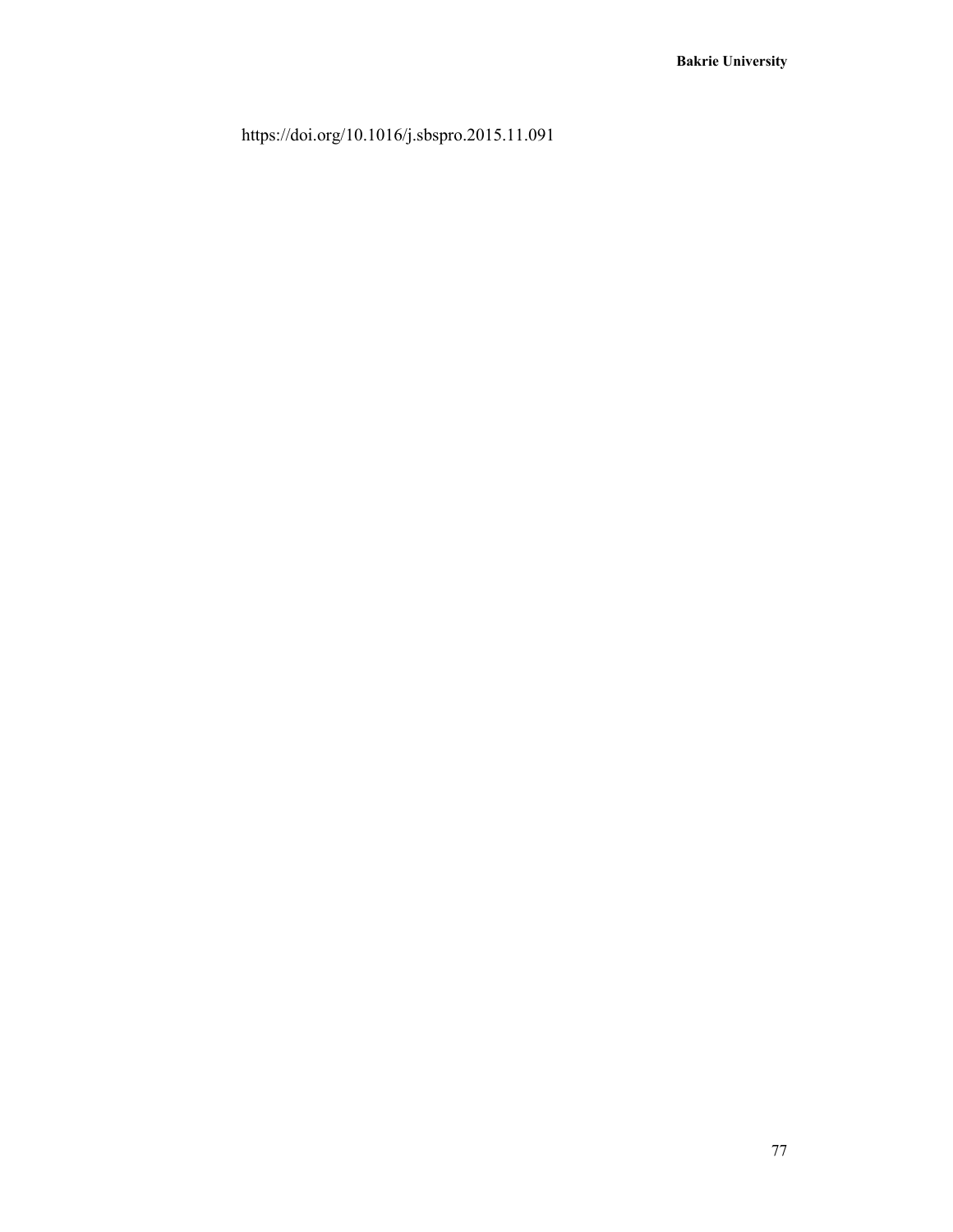https://doi.org/10.1016/j.sbspro.2015.11.091